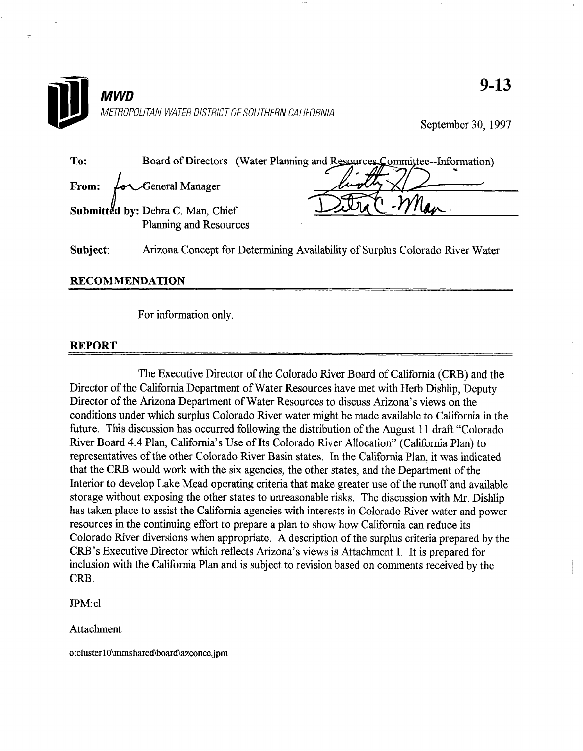**MWD**

METROPOLITAN WATER DISTRICT OF SOUTHERN CALIFORNIA

**9-13**

September 30, 1997

**To:** Board of Directors (Water Planning and Resources Committee--Information)

**From:** for General Manager

**Submitted by:** Debra C. Man, Chief
Planning and Resources

**Subject:** Arizona Concept for Determining Availability of Surplus Colorado River Water

## RECOMMENDATION

For information only.

## REPORT

The Executive Director of the Colorado River Board of California (CRB) and the Director of the California Department of Water Resources have met with Herb Dishlip, Deputy Director of the Arizona Department of Water Resources to discuss Arizona's views on the conditions under which surplus Colorado River water might be made available to California in the future. This discussion has occurred following the distribution of the August 11 draft "Colorado River Board 4.4 Plan, California's Use of Its Colorado River Allocation" (California Plan) to representatives of the other Colorado River Basin states. In the California Plan, it was indicated that the CRB would work with the six agencies, the other states, and the Department of the Interior to develop Lake Mead operating criteria that make greater use of the runoff and available storage without exposing the other states to unreasonable risks. The discussion with Mr. Dishlip has taken place to assist the California agencies with interests in Colorado River water and power resources in the continuing effort to prepare a plan to show how California can reduce its Colorado River diversions when appropriate. A description of the surplus criteria prepared by the CRB's Executive Director which reflects Arizona's views is Attachment I. It is prepared for inclusion with the California Plan and is subject to revision based on comments received by the CRB.

JPM:cl

Attachment

o:cluster10\mmshared\board\azconce.jpm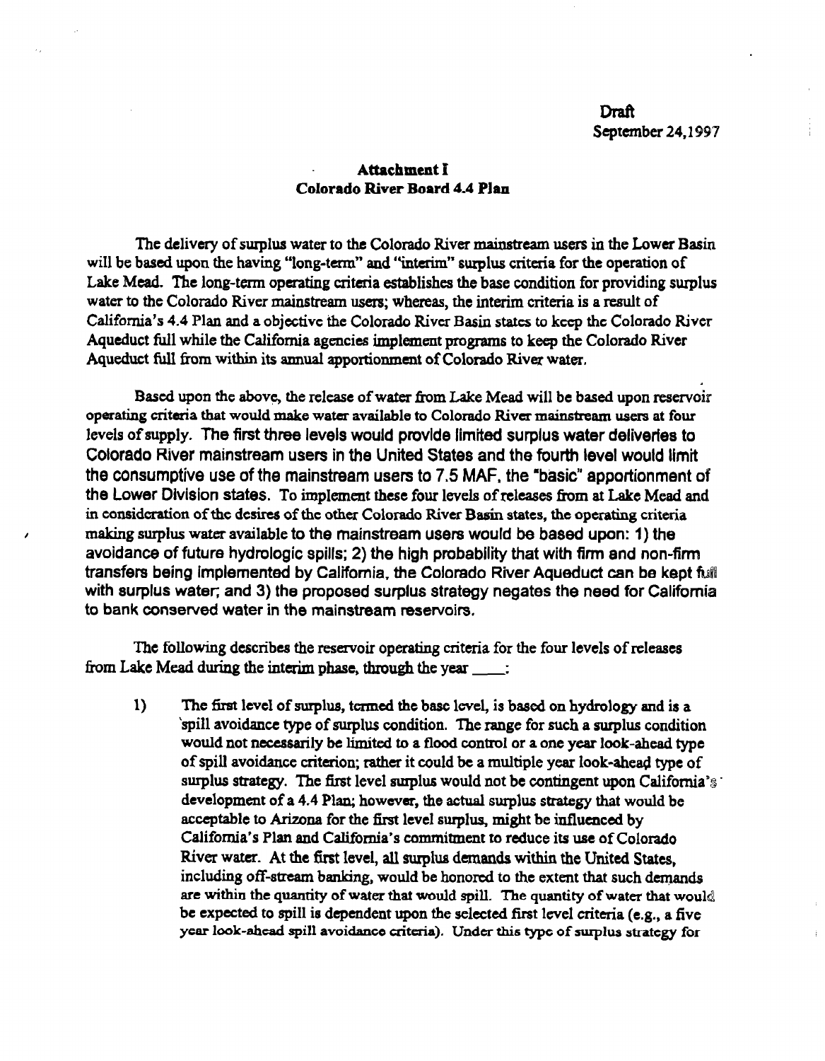Draft
September 24, 1997

### Attachment I
### Colorado River Board 4.4 Plan

The delivery of surplus water to the Colorado River mainstream users in the Lower Basin will be based upon the having "long-term" and "interim" surplus criteria for the operation of Lake Mead. The long-term operating criteria establishes the base condition for providing surplus water to the Colorado River mainstream users; whereas, the interim criteria is a result of California's 4.4 Plan and a objective the Colorado River Basin states to keep the Colorado River Aqueduct full while the California agencies implement programs to keep the Colorado River Aqueduct full from within its annual apportionment of Colorado River water.

Based upon the above, the release of water from Lake Mead will be based upon reservoir operating criteria that would make water available to Colorado River mainstream users at four levels of supply. The first three levels would provide limited surplus water deliveries to Colorado River mainstream users in the United States and the fourth level would limit the consumptive use of the mainstream users to 7.5 MAF, the "basic" apportionment of the Lower Division states. To implement these four levels of releases from at Lake Mead and in consideration of the desires of the other Colorado River Basin states, the operating criteria making surplus water available to the mainstream users would be based upon: 1) the avoidance of future hydrologic spills; 2) the high probability that with firm and non-firm transfers being implemented by California, the Colorado River Aqueduct can be kept full with surplus water; and 3) the proposed surplus strategy negates the need for California to bank conserved water in the mainstream reservoirs.

The following describes the reservoir operating criteria for the four levels of releases from Lake Mead during the interim phase, through the year \_\_\_\_:

1) The first level of surplus, termed the base level, is based on hydrology and is a spill avoidance type of surplus condition. The range for such a surplus condition would not necessarily be limited to a flood control or a one year look-ahead type of spill avoidance criterion; rather it could be a multiple year look-ahead type of surplus strategy. The first level surplus would not be contingent upon California's development of a 4.4 Plan; however, the actual surplus strategy that would be acceptable to Arizona for the first level surplus, might be influenced by California's Plan and California's commitment to reduce its use of Colorado River water. At the first level, all surplus demands within the United States, including off-stream banking, would be honored to the extent that such demands are within the quantity of water that would spill. The quantity of water that would be expected to spill is dependent upon the selected first level criteria (e.g., a five year look-ahead spill avoidance criteria). Under this type of surplus strategy for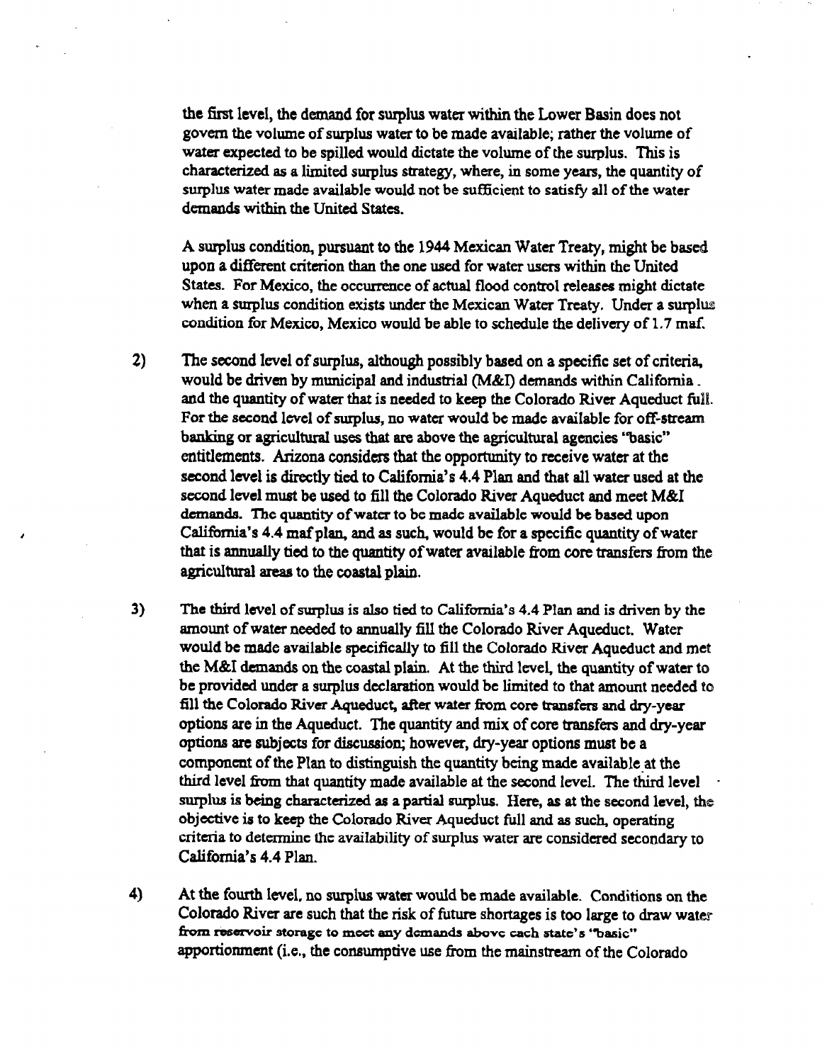the first level, the demand for surplus water within the Lower Basin does not govern the volume of surplus water to be made available; rather the volume of water expected to be spilled would dictate the volume of the surplus. This is characterized as a limited surplus strategy, where, in some years, the quantity of surplus water made available would not be sufficient to satisfy all of the water demands within the United States.

A surplus condition, pursuant to the 1944 Mexican Water Treaty, might be based upon a different criterion than the one used for water users within the United States. For Mexico, the occurrence of actual flood control releases might dictate when a surplus condition exists under the Mexican Water Treaty. Under a surplus condition for Mexico, Mexico would be able to schedule the delivery of 1.7 maf.

2) The second level of surplus, although possibly based on a specific set of criteria, would be driven by municipal and industrial (M&I) demands within California and the quantity of water that is needed to keep the Colorado River Aqueduct full. For the second level of surplus, no water would be made available for off-stream banking or agricultural uses that are above the agricultural agencies "basic" entitlements. Arizona considers that the opportunity to receive water at the second level is directly tied to California's 4.4 Plan and that all water used at the second level must be used to fill the Colorado River Aqueduct and meet M&I demands. The quantity of water to be made available would be based upon California's 4.4 maf plan, and as such, would be for a specific quantity of water that is annually tied to the quantity of water available from core transfers from the agricultural areas to the coastal plain.

3) The third level of surplus is also tied to California's 4.4 Plan and is driven by the amount of water needed to annually fill the Colorado River Aqueduct. Water would be made available specifically to fill the Colorado River Aqueduct and met the M&I demands on the coastal plain. At the third level, the quantity of water to be provided under a surplus declaration would be limited to that amount needed to fill the Colorado River Aqueduct, after water from core transfers and dry-year options are in the Aqueduct. The quantity and mix of core transfers and dry-year options are subjects for discussion; however, dry-year options must be a component of the Plan to distinguish the quantity being made available at the third level from that quantity made available at the second level. The third level surplus is being characterized as a partial surplus. Here, as at the second level, the objective is to keep the Colorado River Aqueduct full and as such, operating criteria to determine the availability of surplus water are considered secondary to California's 4.4 Plan.

4) At the fourth level, no surplus water would be made available. Conditions on the Colorado River are such that the risk of future shortages is too large to draw water from reservoir storage to meet any demands above each state's "basic" apportionment (i.e., the consumptive use from the mainstream of the Colorado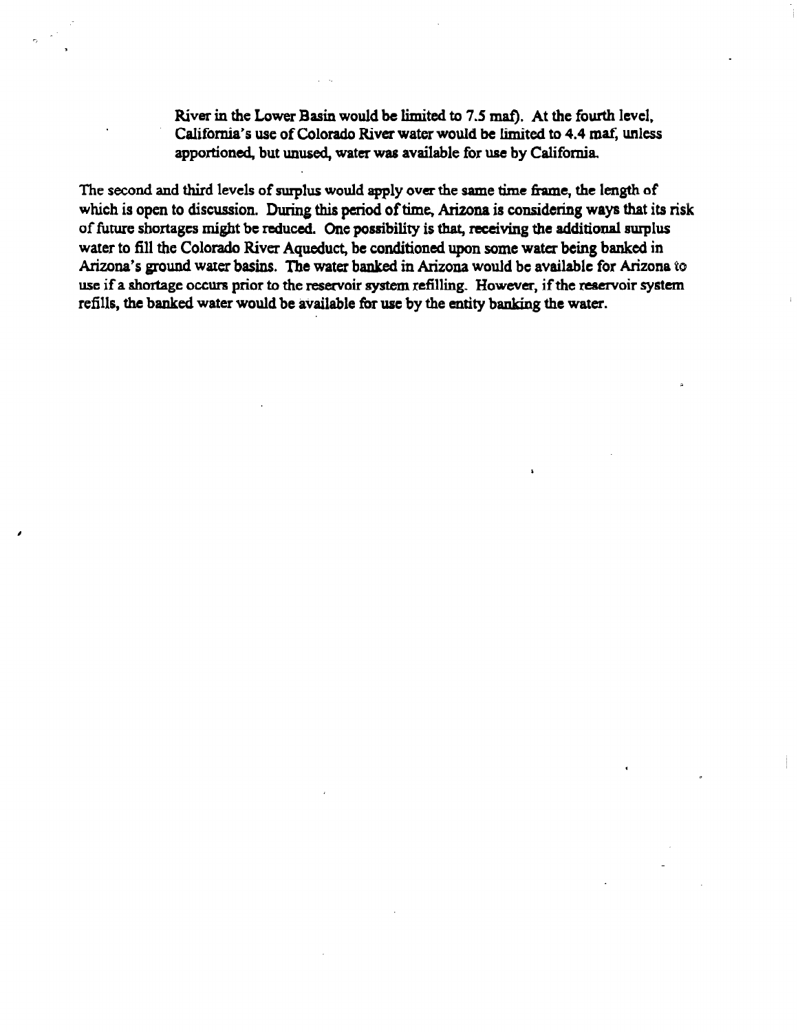River in the Lower Basin would be limited to 7.5 maf). At the fourth level, California's use of Colorado River water would be limited to 4.4 maf, unless apportioned, but unused, water was available for use by California.

The second and third levels of surplus would apply over the same time frame, the length of which is open to discussion. During this period of time, Arizona is considering ways that its risk of future shortages might be reduced. One possibility is that, receiving the additional surplus water to fill the Colorado River Aqueduct, be conditioned upon some water being banked in Arizona's ground water basins. The water banked in Arizona would be available for Arizona to use if a shortage occurs prior to the reservoir system refilling. However, if the reservoir system refills, the banked water would be available for use by the entity banking the water.